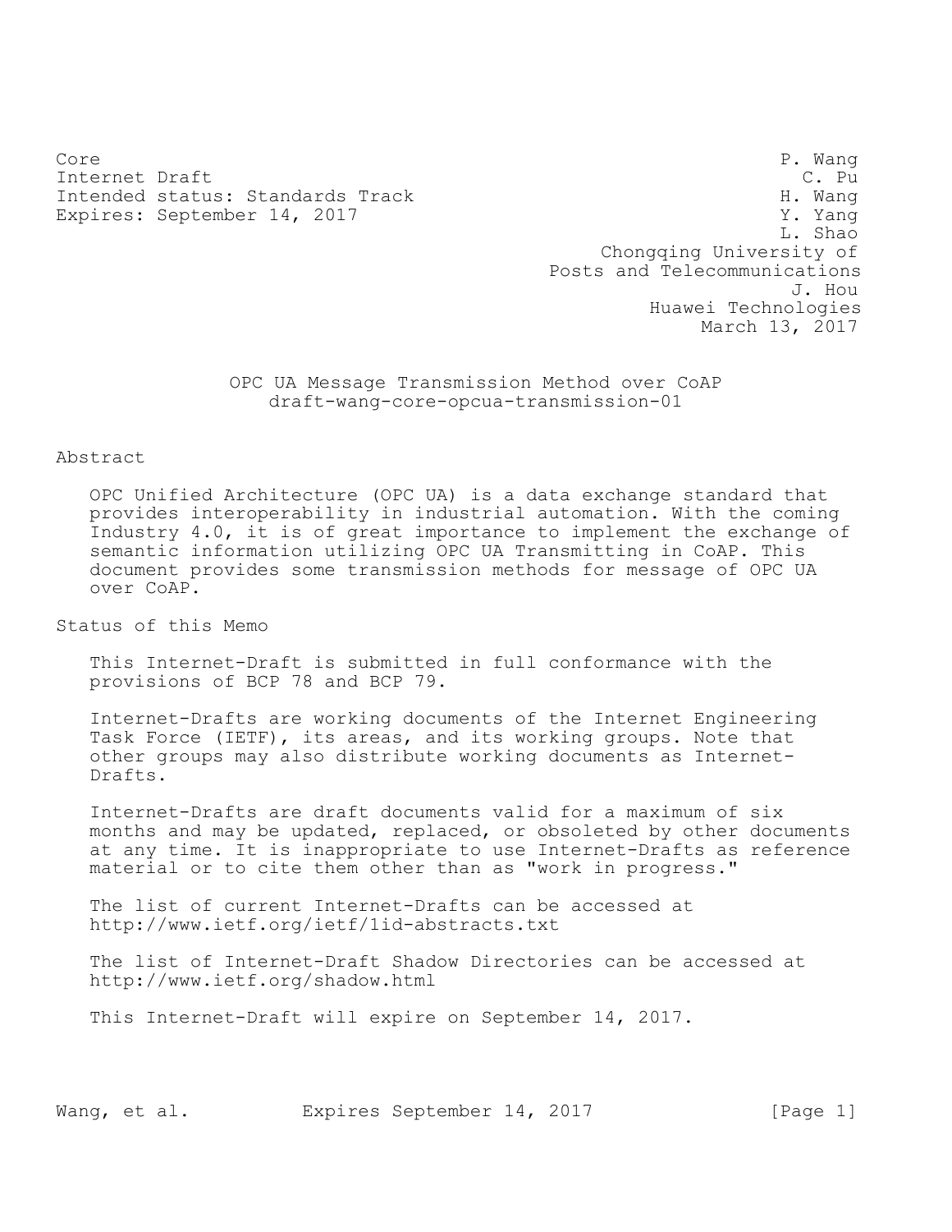Core                                                         P. Wang
Internet Draft                                                 C. Pu
Intended status: Standards Track                             H. Wang
Expires: September 14, 2017                                  Y. Yang
                                                             L. Shao
                                              Chongqing University of
                                          Posts and Telecommunications
                                                              J. Hou
                                                  Huawei Technologies
                                                      March 13, 2017

# OPC UA Message Transmission Method over CoAP
## draft-wang-core-opcua-transmission-01

## Abstract

OPC Unified Architecture (OPC UA) is a data exchange standard that provides interoperability in industrial automation. With the coming Industry 4.0, it is of great importance to implement the exchange of semantic information utilizing OPC UA Transmitting in CoAP. This document provides some transmission methods for message of OPC UA over CoAP.

## Status of this Memo

This Internet-Draft is submitted in full conformance with the provisions of BCP 78 and BCP 79.

Internet-Drafts are working documents of the Internet Engineering Task Force (IETF), its areas, and its working groups. Note that other groups may also distribute working documents as Internet-Drafts.

Internet-Drafts are draft documents valid for a maximum of six months and may be updated, replaced, or obsoleted by other documents at any time. It is inappropriate to use Internet-Drafts as reference material or to cite them other than as "work in progress."

The list of current Internet-Drafts can be accessed at http://www.ietf.org/ietf/1id-abstracts.txt

The list of Internet-Draft Shadow Directories can be accessed at http://www.ietf.org/shadow.html

This Internet-Draft will expire on September 14, 2017.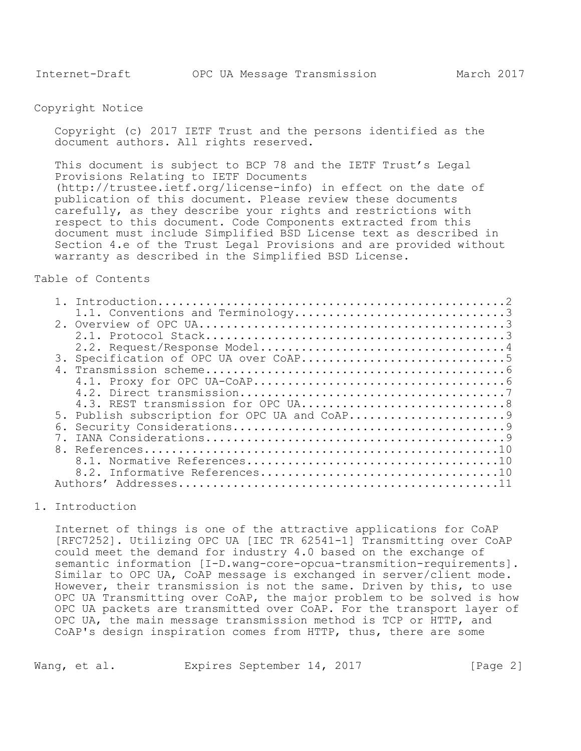## Copyright Notice

Copyright (c) 2017 IETF Trust and the persons identified as the document authors. All rights reserved.

This document is subject to BCP 78 and the IETF Trust's Legal Provisions Relating to IETF Documents (http://trustee.ietf.org/license-info) in effect on the date of publication of this document. Please review these documents carefully, as they describe your rights and restrictions with respect to this document. Code Components extracted from this document must include Simplified BSD License text as described in Section 4.e of the Trust Legal Provisions and are provided without warranty as described in the Simplified BSD License.

## Table of Contents

```
1. Introduction.....................................................2
   1.1. Conventions and Terminology.................................3
2. Overview of OPC UA...............................................3
   2.1. Protocol Stack..............................................3
   2.2. Request/Response Model......................................4
3. Specification of OPC UA over CoAP................................5
4. Transmission scheme..............................................6
   4.1. Proxy for OPC UA-CoAP.......................................6
   4.2. Direct transmission.........................................7
   4.3. REST transmission for OPC UA................................8
5. Publish subscription for OPC UA and CoAP.........................9
6. Security Considerations..........................................9
7. IANA Considerations..............................................9
8. References......................................................10
   8.1. Normative References.......................................10
   8.2. Informative References.....................................10
Authors' Addresses.................................................11
```

## 1. Introduction

Internet of things is one of the attractive applications for CoAP [RFC7252]. Utilizing OPC UA [IEC TR 62541-1] Transmitting over CoAP could meet the demand for industry 4.0 based on the exchange of semantic information [I-D.wang-core-opcua-transmition-requirements]. Similar to OPC UA, CoAP message is exchanged in server/client mode. However, their transmission is not the same. Driven by this, to use OPC UA Transmitting over CoAP, the major problem to be solved is how OPC UA packets are transmitted over CoAP. For the transport layer of OPC UA, the main message transmission method is TCP or HTTP, and CoAP's design inspiration comes from HTTP, thus, there are some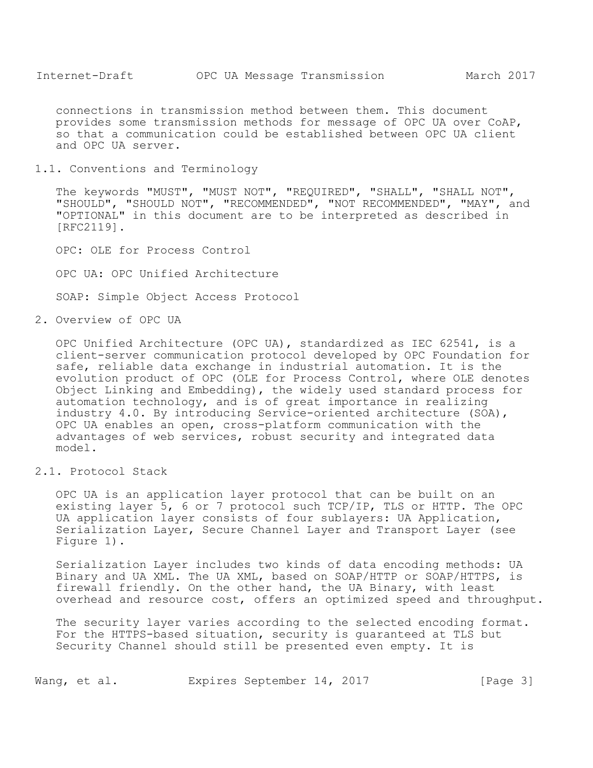connections in transmission method between them. This document provides some transmission methods for message of OPC UA over CoAP, so that a communication could be established between OPC UA client and OPC UA server.

## 1.1. Conventions and Terminology

The keywords "MUST", "MUST NOT", "REQUIRED", "SHALL", "SHALL NOT", "SHOULD", "SHOULD NOT", "RECOMMENDED", "NOT RECOMMENDED", "MAY", and "OPTIONAL" in this document are to be interpreted as described in [RFC2119].

OPC: OLE for Process Control

OPC UA: OPC Unified Architecture

SOAP: Simple Object Access Protocol

# 2. Overview of OPC UA

OPC Unified Architecture (OPC UA), standardized as IEC 62541, is a client-server communication protocol developed by OPC Foundation for safe, reliable data exchange in industrial automation. It is the evolution product of OPC (OLE for Process Control, where OLE denotes Object Linking and Embedding), the widely used standard process for automation technology, and is of great importance in realizing industry 4.0. By introducing Service-oriented architecture (SOA), OPC UA enables an open, cross-platform communication with the advantages of web services, robust security and integrated data model.

## 2.1. Protocol Stack

OPC UA is an application layer protocol that can be built on an existing layer 5, 6 or 7 protocol such TCP/IP, TLS or HTTP. The OPC UA application layer consists of four sublayers: UA Application, Serialization Layer, Secure Channel Layer and Transport Layer (see Figure 1).

Serialization Layer includes two kinds of data encoding methods: UA Binary and UA XML. The UA XML, based on SOAP/HTTP or SOAP/HTTPS, is firewall friendly. On the other hand, the UA Binary, with least overhead and resource cost, offers an optimized speed and throughput.

The security layer varies according to the selected encoding format. For the HTTPS-based situation, security is guaranteed at TLS but Security Channel should still be presented even empty. It is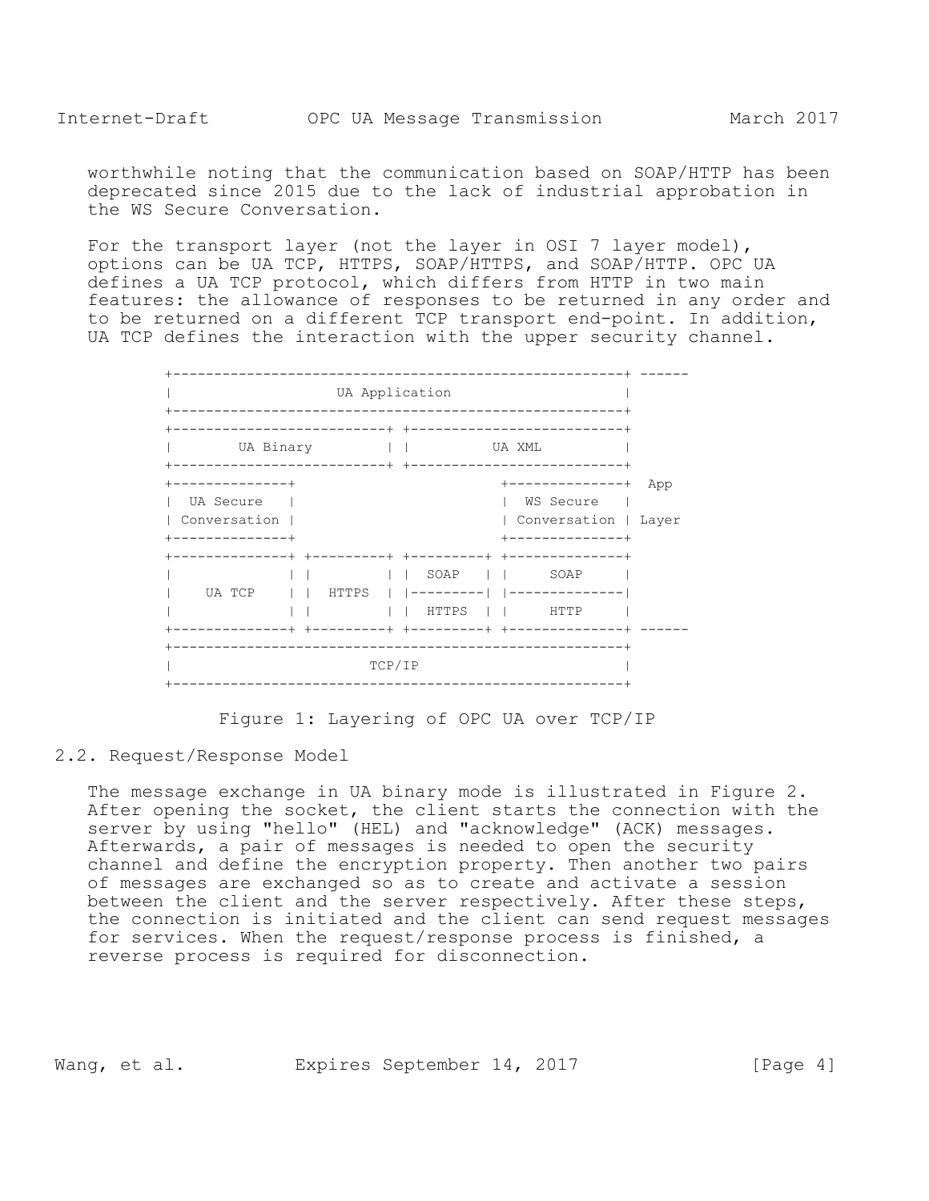worthwhile noting that the communication based on SOAP/HTTP has been deprecated since 2015 due to the lack of industrial approbation in the WS Secure Conversation.

For the transport layer (not the layer in OSI 7 layer model), options can be UA TCP, HTTPS, SOAP/HTTPS, and SOAP/HTTP. OPC UA defines a UA TCP protocol, which differs from HTTP in two main features: the allowance of responses to be returned in any order and to be returned on a different TCP transport end-point. In addition, UA TCP defines the interaction with the upper security channel.

```
+-----------------------------------------------------+ ------
|                   UA Application                    |
+-----------------------------------------------------+
+-------------------------+ +-------------------------+
|        UA Binary        | |         UA XML          |
+-------------------------+ +-------------------------+
+--------------+                       +--------------+  App
|  UA Secure   |                       |  WS Secure   |
| Conversation |                       | Conversation | Layer
+--------------+                       +--------------+
+--------------+ +---------+ +---------+ +--------------+
|              | |         | |  SOAP   | |     SOAP     |
|    UA TCP    | |  HTTPS  | |---------| |--------------|
|              | |         | |  HTTPS  | |     HTTP     |
+--------------+ +---------+ +---------+ +--------------+ ------
+-----------------------------------------------------+
|                       TCP/IP                        |
+-----------------------------------------------------+
```

Figure 1: Layering of OPC UA over TCP/IP

## 2.2. Request/Response Model

The message exchange in UA binary mode is illustrated in Figure 2. After opening the socket, the client starts the connection with the server by using "hello" (HEL) and "acknowledge" (ACK) messages. Afterwards, a pair of messages is needed to open the security channel and define the encryption property. Then another two pairs of messages are exchanged so as to create and activate a session between the client and the server respectively. After these steps, the connection is initiated and the client can send request messages for services. When the request/response process is finished, a reverse process is required for disconnection.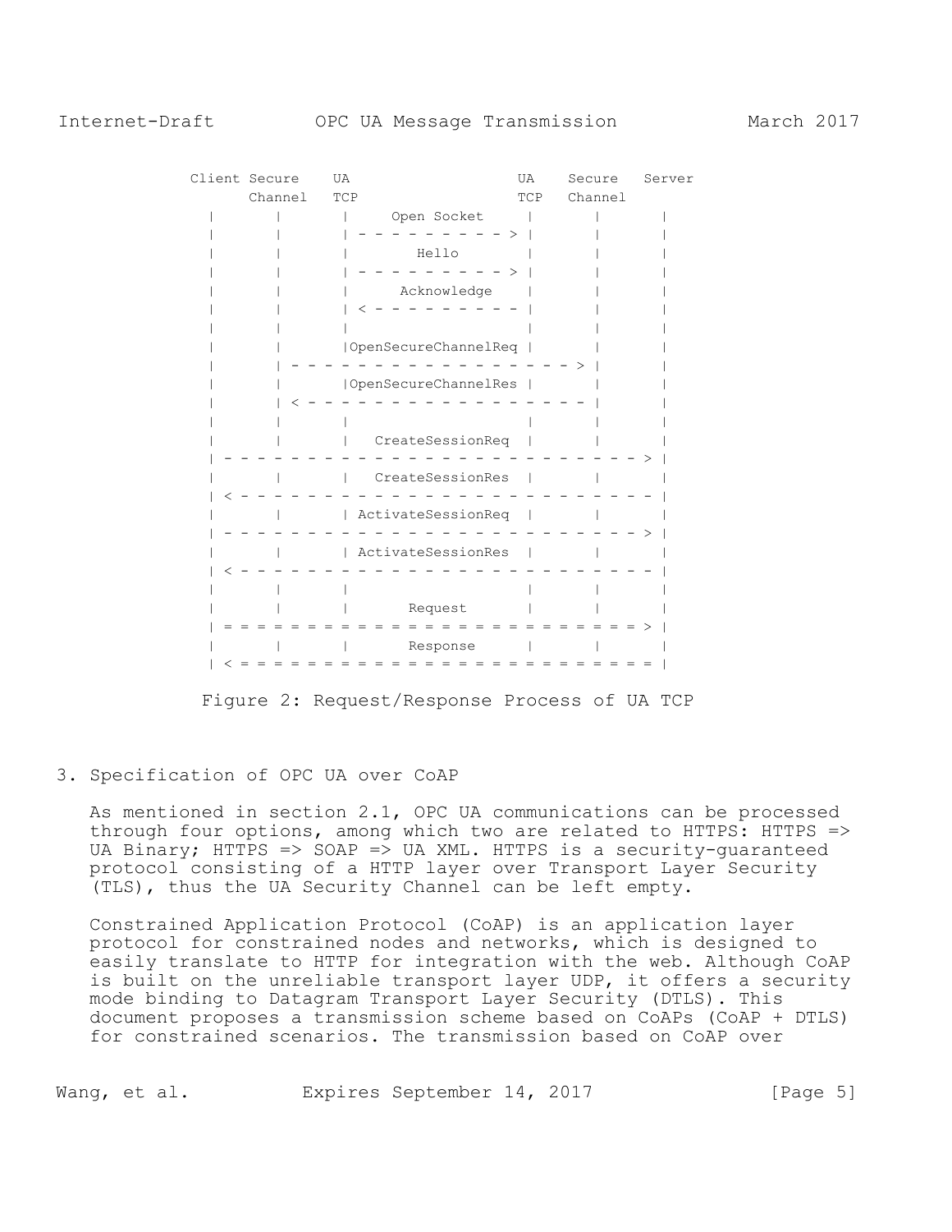```
         Client Secure    UA                  UA    Secure   Server
              Channel   TCP                 TCP   Channel
            |       |       |     Open Socket     |       |       |
            |       |       | - - - - - - - - - > |       |       |
            |       |       |        Hello        |       |       |
            |       |       | - - - - - - - - - > |       |       |
            |       |       |     Acknowledge     |       |       |
            |       |       | < - - - - - - - - - |       |       |
            |       |       |                     |       |       |
            |       |       |OpenSecureChannelReq |       |       |
            |       | - - - - - - - - - - - - - - - - - > |       |
            |       |       |OpenSecureChannelRes |       |       |
            |       | < - - - - - - - - - - - - - - - - - |       |
            |       |       |                     |       |       |
            |       |       |   CreateSessionReq  |       |       |
            | - - - - - - - - - - - - - - - - - - - - - - - - - > |
            |       |       |   CreateSessionRes  |       |       |
            | < - - - - - - - - - - - - - - - - - - - - - - - - - |
            |       |       | ActivateSessionReq  |       |       |
            | - - - - - - - - - - - - - - - - - - - - - - - - - > |
            |       |       | ActivateSessionRes  |       |       |
            | < - - - - - - - - - - - - - - - - - - - - - - - - - |
            |       |       |                     |       |       |
            |       |       |       Request       |       |       |
            | = = = = = = = = = = = = = = = = = = = = = = = = = > |
            |       |       |       Response      |       |       |
            | < = = = = = = = = = = = = = = = = = = = = = = = = = |
```

Figure 2: Request/Response Process of UA TCP

## 3. Specification of OPC UA over CoAP

As mentioned in section 2.1, OPC UA communications can be processed through four options, among which two are related to HTTPS: HTTPS => UA Binary; HTTPS => SOAP => UA XML. HTTPS is a security-guaranteed protocol consisting of a HTTP layer over Transport Layer Security (TLS), thus the UA Security Channel can be left empty.

Constrained Application Protocol (CoAP) is an application layer protocol for constrained nodes and networks, which is designed to easily translate to HTTP for integration with the web. Although CoAP is built on the unreliable transport layer UDP, it offers a security mode binding to Datagram Transport Layer Security (DTLS). This document proposes a transmission scheme based on CoAPs (CoAP + DTLS) for constrained scenarios. The transmission based on CoAP over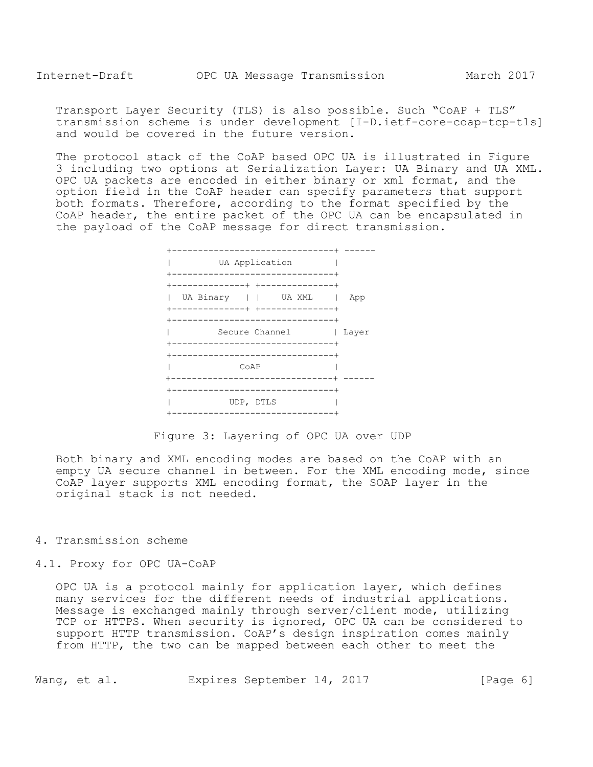Transport Layer Security (TLS) is also possible. Such “CoAP + TLS” transmission scheme is under development [I-D.ietf-core-coap-tcp-tls] and would be covered in the future version.

The protocol stack of the CoAP based OPC UA is illustrated in Figure 3 including two options at Serialization Layer: UA Binary and UA XML. OPC UA packets are encoded in either binary or xml format, and the option field in the CoAP header can specify parameters that support both formats. Therefore, according to the format specified by the CoAP header, the entire packet of the OPC UA can be encapsulated in the payload of the CoAP message for direct transmission.

```
+-------------------------------+ ------
|        UA Application         |
+-------------------------------+
+--------------+ +--------------+
|  UA Binary   | |    UA XML    |  App
+--------------+ +--------------+
+-------------------------------+
|        Secure Channel         | Layer
+-------------------------------+
+-------------------------------+
|             CoAP              |
+-------------------------------+ ------
+-------------------------------+
|           UDP, DTLS           |
+-------------------------------+
```

Figure 3: Layering of OPC UA over UDP

Both binary and XML encoding modes are based on the CoAP with an empty UA secure channel in between. For the XML encoding mode, since CoAP layer supports XML encoding format, the SOAP layer in the original stack is not needed.

## 4. Transmission scheme

### 4.1. Proxy for OPC UA-CoAP

OPC UA is a protocol mainly for application layer, which defines many services for the different needs of industrial applications. Message is exchanged mainly through server/client mode, utilizing TCP or HTTPS. When security is ignored, OPC UA can be considered to support HTTP transmission. CoAP’s design inspiration comes mainly from HTTP, the two can be mapped between each other to meet the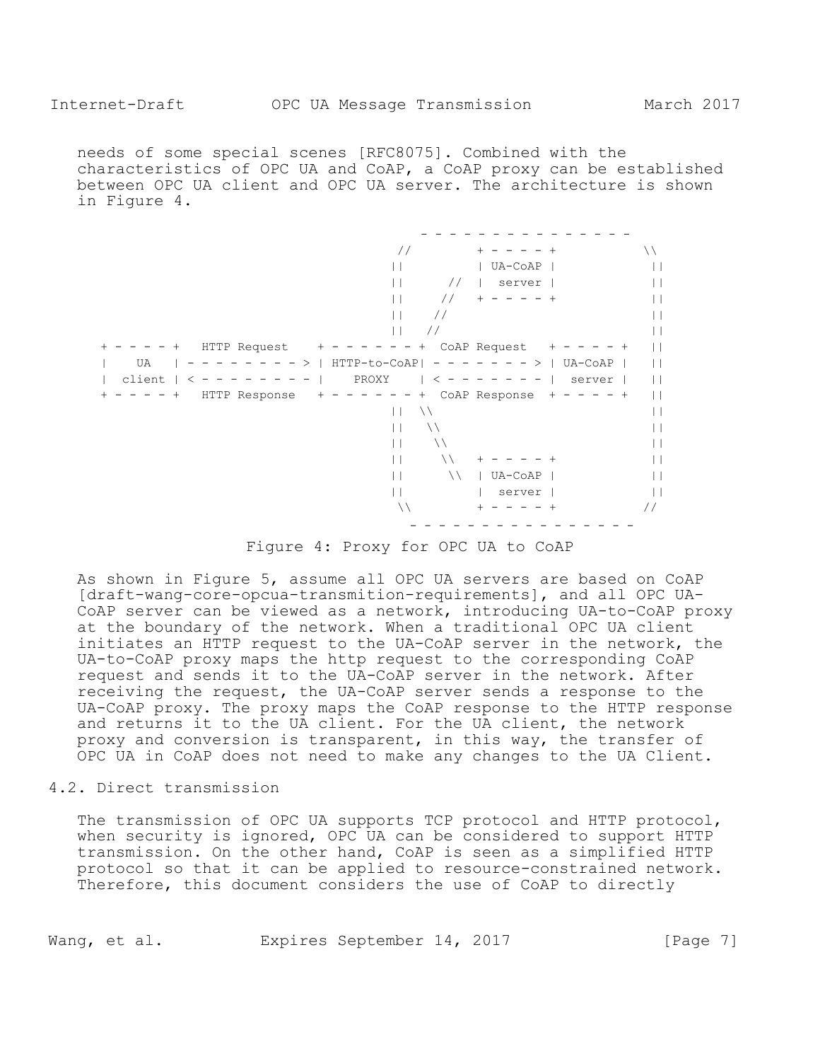needs of some special scenes [RFC8075]. Combined with the characteristics of OPC UA and CoAP, a CoAP proxy can be established between OPC UA client and OPC UA server. The architecture is shown in Figure 4.

```
                                  - - - - - - - - - - - - - - -
                                 //        + - - - - +          \\
                                ||         | UA-CoAP |           ||
                                ||      // |  server |           ||
                                ||     //  + - - - - +           ||
                                ||    //                         ||
                                ||   //                          ||
+ - - - - +  HTTP Request   + - - - - - - - +  CoAP Request  + - - - - +  ||
|   UA    | - - - - - - - - > | HTTP-to-CoAP| - - - - - - - > | UA-CoAP |  ||
| client | < - - - - - - - - |    PROXY     | < - - - - - - - |  server |  ||
+ - - - - +  HTTP Response  + - - - - - - - +  CoAP Response + - - - - +  ||
                                ||  \\                           ||
                                ||   \\                          ||
                                ||    \\                         ||
                                ||     \\  + - - - - +           ||
                                ||      \\ | UA-CoAP |           ||
                                ||         |  server |           ||
                                 \\        + - - - - +          //
                                  - - - - - - - - - - - - - - - -
```

Figure 4: Proxy for OPC UA to CoAP

As shown in Figure 5, assume all OPC UA servers are based on CoAP [draft-wang-core-opcua-transmition-requirements], and all OPC UA-CoAP server can be viewed as a network, introducing UA-to-CoAP proxy at the boundary of the network. When a traditional OPC UA client initiates an HTTP request to the UA-CoAP server in the network, the UA-to-CoAP proxy maps the http request to the corresponding CoAP request and sends it to the UA-CoAP server in the network. After receiving the request, the UA-CoAP server sends a response to the UA-CoAP proxy. The proxy maps the CoAP response to the HTTP response and returns it to the UA client. For the UA client, the network proxy and conversion is transparent, in this way, the transfer of OPC UA in CoAP does not need to make any changes to the UA Client.

## 4.2. Direct transmission

The transmission of OPC UA supports TCP protocol and HTTP protocol, when security is ignored, OPC UA can be considered to support HTTP transmission. On the other hand, CoAP is seen as a simplified HTTP protocol so that it can be applied to resource-constrained network. Therefore, this document considers the use of CoAP to directly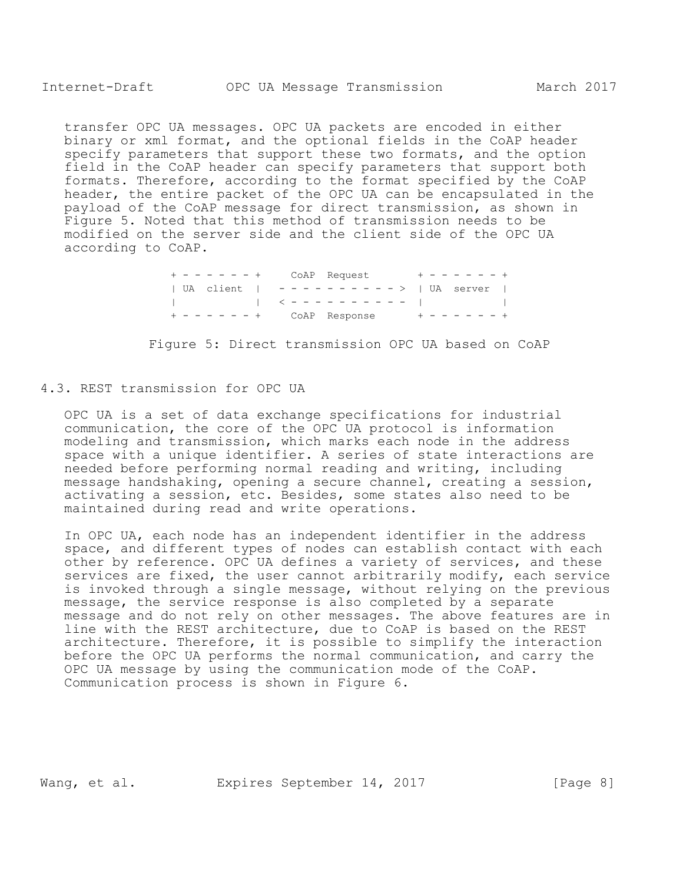transfer OPC UA messages. OPC UA packets are encoded in either binary or xml format, and the optional fields in the CoAP header specify parameters that support these two formats, and the option field in the CoAP header can specify parameters that support both formats. Therefore, according to the format specified by the CoAP header, the entire packet of the OPC UA can be encapsulated in the payload of the CoAP message for direct transmission, as shown in Figure 5. Noted that this method of transmission needs to be modified on the server side and the client side of the OPC UA according to CoAP.

```
+ - - - - - - +    CoAP  Request       + - - - - - - +
| UA  client  |  - - - - - - - - - - > | UA  server  |
|             |  < - - - - - - - - - - |             |
+ - - - - - - +    CoAP  Response      + - - - - - - +
```

Figure 5: Direct transmission OPC UA based on CoAP

## 4.3. REST transmission for OPC UA

OPC UA is a set of data exchange specifications for industrial communication, the core of the OPC UA protocol is information modeling and transmission, which marks each node in the address space with a unique identifier. A series of state interactions are needed before performing normal reading and writing, including message handshaking, opening a secure channel, creating a session, activating a session, etc. Besides, some states also need to be maintained during read and write operations.

In OPC UA, each node has an independent identifier in the address space, and different types of nodes can establish contact with each other by reference. OPC UA defines a variety of services, and these services are fixed, the user cannot arbitrarily modify, each service is invoked through a single message, without relying on the previous message, the service response is also completed by a separate message and do not rely on other messages. The above features are in line with the REST architecture, due to CoAP is based on the REST architecture. Therefore, it is possible to simplify the interaction before the OPC UA performs the normal communication, and carry the OPC UA message by using the communication mode of the CoAP. Communication process is shown in Figure 6.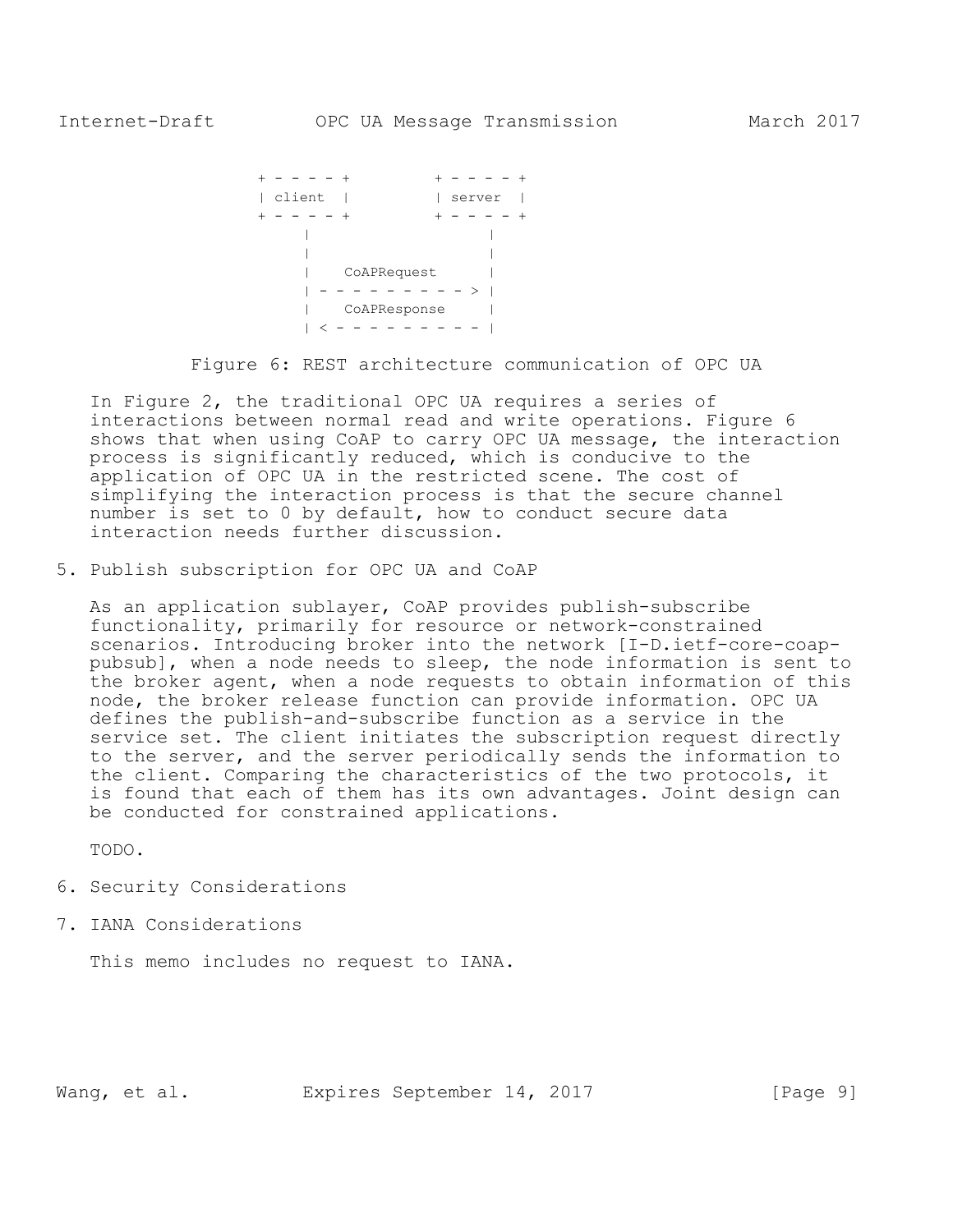```
                + - - - - +         + - - - - +
                | client  |         | server  |
                + - - - - +         + - - - - +
                    |                    |
                    |                    |
                    |    CoAPRequest     |
                    | - - - - - - - - - > |
                    |    CoAPResponse    |
                    | < - - - - - - - - - |
```

Figure 6: REST architecture communication of OPC UA

In Figure 2, the traditional OPC UA requires a series of interactions between normal read and write operations. Figure 6 shows that when using CoAP to carry OPC UA message, the interaction process is significantly reduced, which is conducive to the application of OPC UA in the restricted scene. The cost of simplifying the interaction process is that the secure channel number is set to 0 by default, how to conduct secure data interaction needs further discussion.

## 5. Publish subscription for OPC UA and CoAP

As an application sublayer, CoAP provides publish-subscribe functionality, primarily for resource or network-constrained scenarios. Introducing broker into the network [I-D.ietf-core-coap-pubsub], when a node needs to sleep, the node information is sent to the broker agent, when a node requests to obtain information of this node, the broker release function can provide information. OPC UA defines the publish-and-subscribe function as a service in the service set. The client initiates the subscription request directly to the server, and the server periodically sends the information to the client. Comparing the characteristics of the two protocols, it is found that each of them has its own advantages. Joint design can be conducted for constrained applications.

TODO.

## 6. Security Considerations

## 7. IANA Considerations

This memo includes no request to IANA.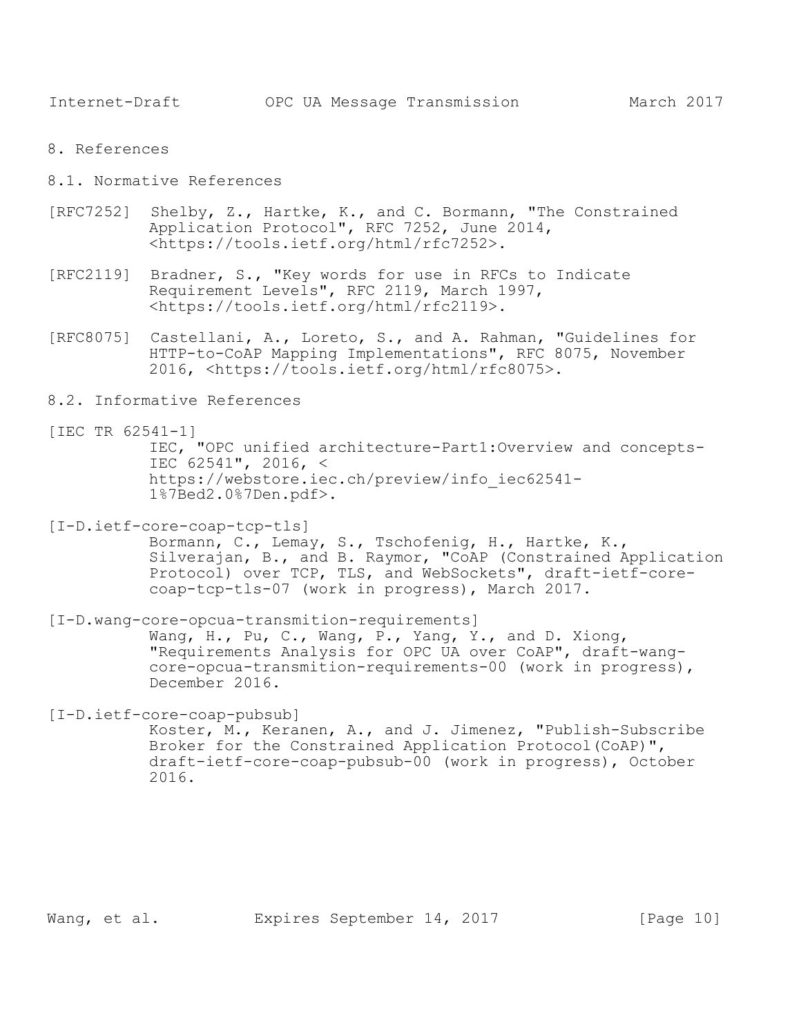# 8. References

## 8.1. Normative References

[RFC7252] Shelby, Z., Hartke, K., and C. Bormann, "The Constrained Application Protocol", RFC 7252, June 2014, <https://tools.ietf.org/html/rfc7252>.

[RFC2119] Bradner, S., "Key words for use in RFCs to Indicate Requirement Levels", RFC 2119, March 1997, <https://tools.ietf.org/html/rfc2119>.

[RFC8075] Castellani, A., Loreto, S., and A. Rahman, "Guidelines for HTTP-to-CoAP Mapping Implementations", RFC 8075, November 2016, <https://tools.ietf.org/html/rfc8075>.

## 8.2. Informative References

[IEC TR 62541-1] IEC, "OPC unified architecture-Part1:Overview and concepts-IEC 62541", 2016, < https://webstore.iec.ch/preview/info_iec62541-1%7Bed2.0%7Den.pdf>.

[I-D.ietf-core-coap-tcp-tls] Bormann, C., Lemay, S., Tschofenig, H., Hartke, K., Silverajan, B., and B. Raymor, "CoAP (Constrained Application Protocol) over TCP, TLS, and WebSockets", draft-ietf-core-coap-tcp-tls-07 (work in progress), March 2017.

[I-D.wang-core-opcua-transmition-requirements] Wang, H., Pu, C., Wang, P., Yang, Y., and D. Xiong, "Requirements Analysis for OPC UA over CoAP", draft-wang-core-opcua-transmition-requirements-00 (work in progress), December 2016.

[I-D.ietf-core-coap-pubsub] Koster, M., Keranen, A., and J. Jimenez, "Publish-Subscribe Broker for the Constrained Application Protocol(CoAP)", draft-ietf-core-coap-pubsub-00 (work in progress), October 2016.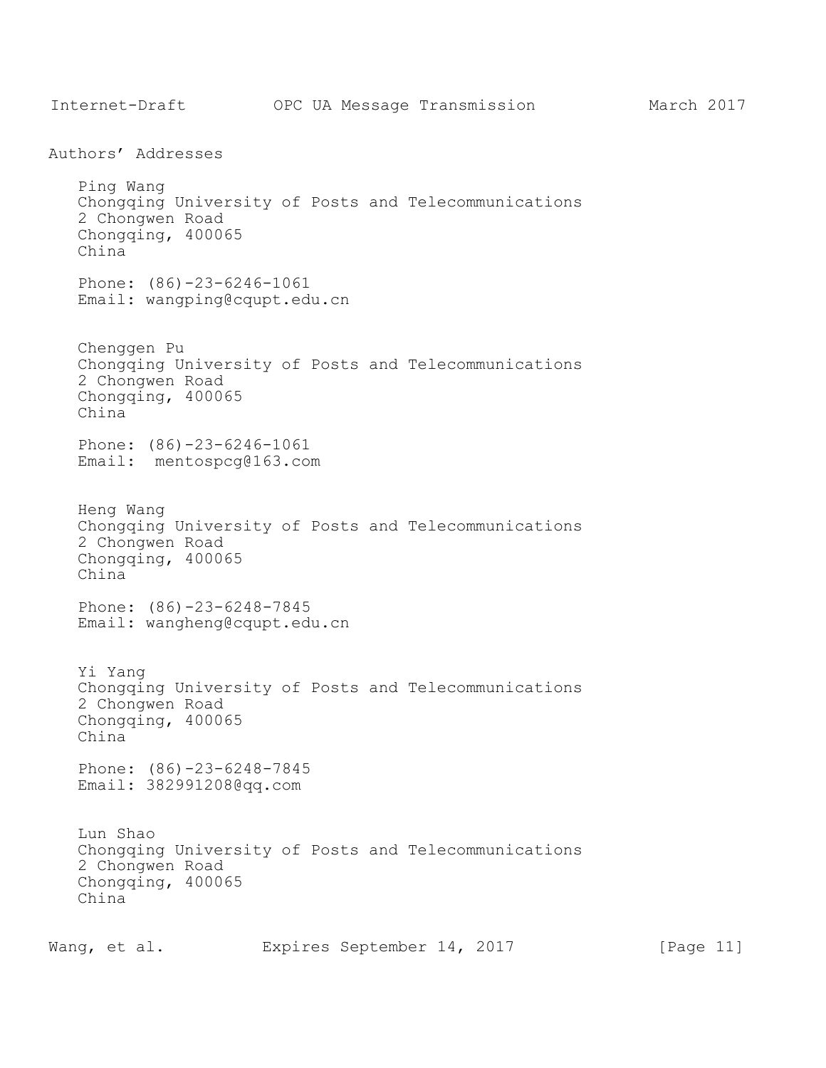## Authors' Addresses

Ping Wang
Chongqing University of Posts and Telecommunications
2 Chongwen Road
Chongqing, 400065
China

Phone: (86)-23-6246-1061
Email: wangping@cqupt.edu.cn

Chenggen Pu
Chongqing University of Posts and Telecommunications
2 Chongwen Road
Chongqing, 400065
China

Phone: (86)-23-6246-1061
Email: mentospcg@163.com

Heng Wang
Chongqing University of Posts and Telecommunications
2 Chongwen Road
Chongqing, 400065
China

Phone: (86)-23-6248-7845
Email: wangheng@cqupt.edu.cn

Yi Yang
Chongqing University of Posts and Telecommunications
2 Chongwen Road
Chongqing, 400065
China

Phone: (86)-23-6248-7845
Email: 382991208@qq.com

Lun Shao
Chongqing University of Posts and Telecommunications
2 Chongwen Road
Chongqing, 400065
China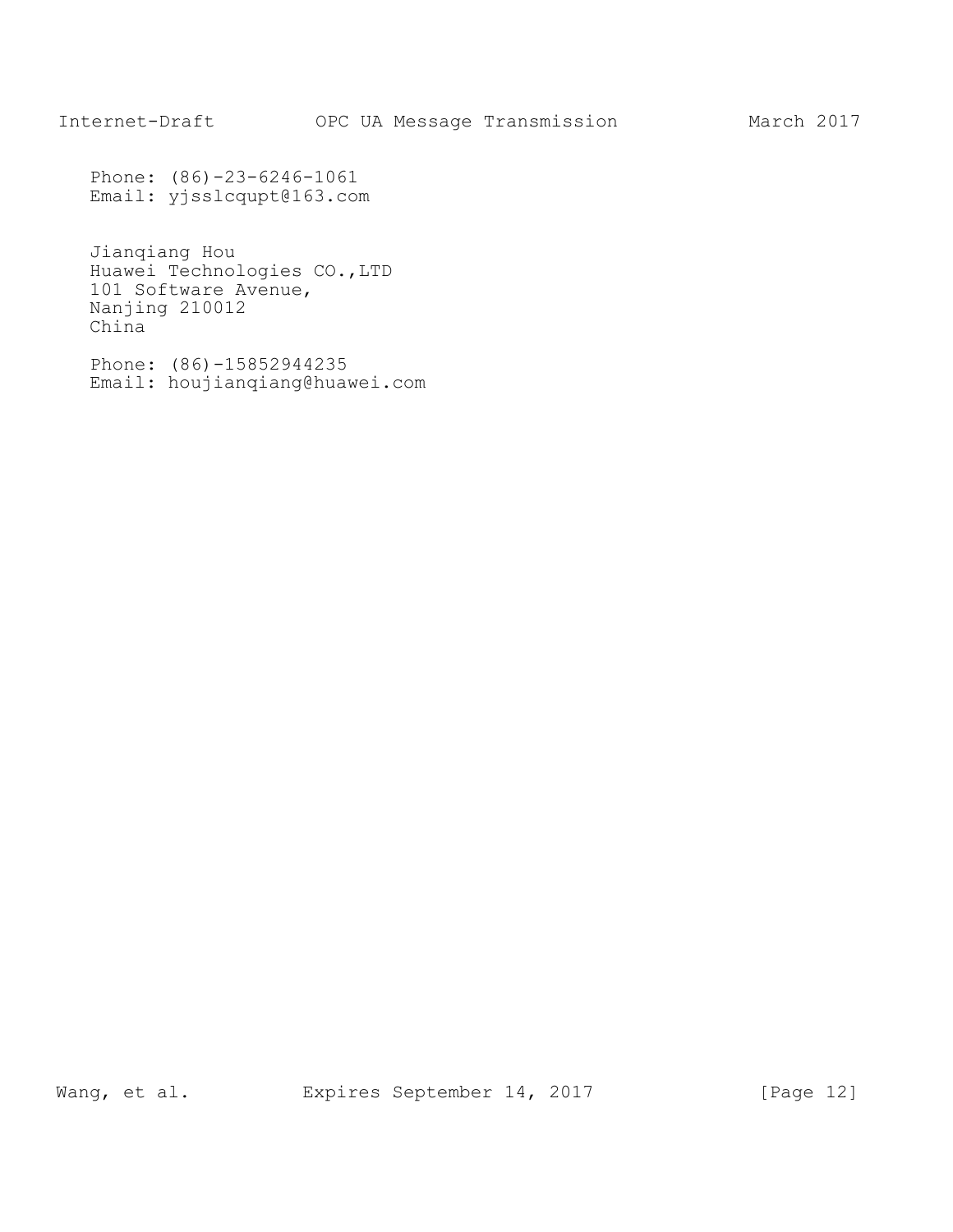Phone: (86)-23-6246-1061
Email: yjsslcqupt@163.com

Jianqiang Hou
Huawei Technologies CO.,LTD
101 Software Avenue,
Nanjing 210012
China

Phone: (86)-15852944235
Email: houjianqiang@huawei.com